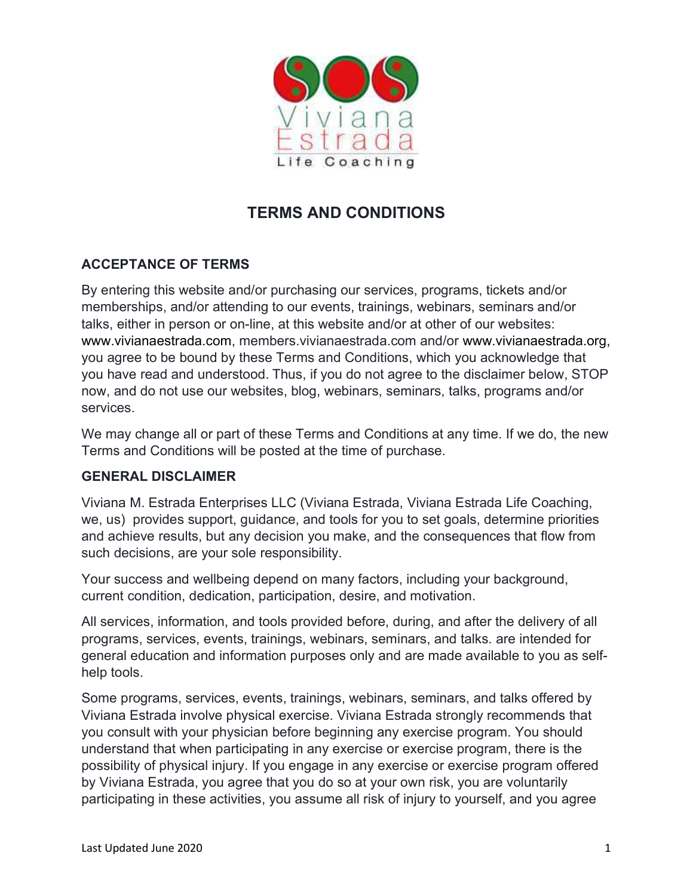# TERMS AND CONDITIONS

## ACCEPTANCE OF TERMS

By entering this website and/or purchasing our services, programs, tickets and/or memberships, and/or attending to our events, trainings, webinars, seminars and/or talks, either in person or on-line, at this website and/or at other of our websites: www.vivianaestrada.com, members.vivianaestrada.com and/or www.vivianaestrada.org, you agree to be bound by these Terms and Conditions, which you acknowledge that you have read and understood. Thus, if you do not agree to the disclaimer below, STOP now, and do not use our websites, blog, webinars, seminars, talks, programs and/or services.

We may change all or part of these Terms and Conditions at any time. If we do, the new Terms and Conditions will be posted at the time of purchase.

## GENERAL DISCLAIMER

Viviana M. Estrada Enterprises LLC (Viviana Estrada, Viviana Estrada Life Coaching, we, us) provides support, guidance, and tools for you to set goals, determine priorities and achieve results, but any decision you make, and the consequences that flow from such decisions, are your sole responsibility.

Your success and wellbeing depend on many factors, including your background, current condition, dedication, participation, desire, and motivation.

All services, information, and tools provided before, during, and after the delivery of all programs, services, events, trainings, webinars, seminars, and talks. are intended for general education and information purposes only and are made available to you as self-help tools.

Some programs, services, events, trainings, webinars, seminars, and talks offered by Viviana Estrada involve physical exercise. Viviana Estrada strongly recommends that you consult with your physician before beginning any exercise program. You should understand that when participating in any exercise or exercise program, there is the possibility of physical injury. If you engage in any exercise or exercise program offered by Viviana Estrada, you agree that you do so at your own risk, you are voluntarily participating in these activities, you assume all risk of injury to yourself, and you agree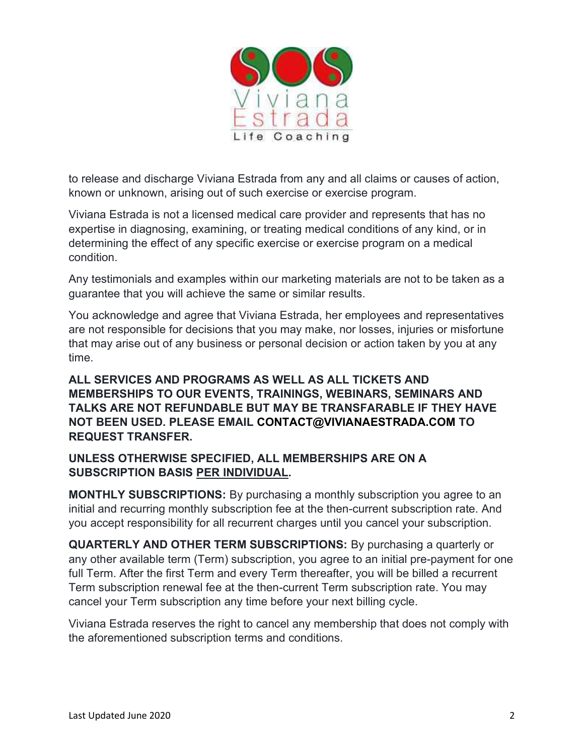to release and discharge Viviana Estrada from any and all claims or causes of action, known or unknown, arising out of such exercise or exercise program.

Viviana Estrada is not a licensed medical care provider and represents that has no expertise in diagnosing, examining, or treating medical conditions of any kind, or in determining the effect of any specific exercise or exercise program on a medical condition.

Any testimonials and examples within our marketing materials are not to be taken as a guarantee that you will achieve the same or similar results.

You acknowledge and agree that Viviana Estrada, her employees and representatives are not responsible for decisions that you may make, nor losses, injuries or misfortune that may arise out of any business or personal decision or action taken by you at any time.

**ALL SERVICES AND PROGRAMS AS WELL AS ALL TICKETS AND MEMBERSHIPS TO OUR EVENTS, TRAININGS, WEBINARS, SEMINARS AND TALKS ARE NOT REFUNDABLE BUT MAY BE TRANSFARABLE IF THEY HAVE NOT BEEN USED. PLEASE EMAIL CONTACT@VIVIANAESTRADA.COM TO REQUEST TRANSFER.**

**UNLESS OTHERWISE SPECIFIED, ALL MEMBERSHIPS ARE ON A SUBSCRIPTION BASIS PER INDIVIDUAL.**

**MONTHLY SUBSCRIPTIONS:** By purchasing a monthly subscription you agree to an initial and recurring monthly subscription fee at the then-current subscription rate. And you accept responsibility for all recurrent charges until you cancel your subscription.

**QUARTERLY AND OTHER TERM SUBSCRIPTIONS:** By purchasing a quarterly or any other available term (Term) subscription, you agree to an initial pre-payment for one full Term. After the first Term and every Term thereafter, you will be billed a recurrent Term subscription renewal fee at the then-current Term subscription rate. You may cancel your Term subscription any time before your next billing cycle.

Viviana Estrada reserves the right to cancel any membership that does not comply with the aforementioned subscription terms and conditions.